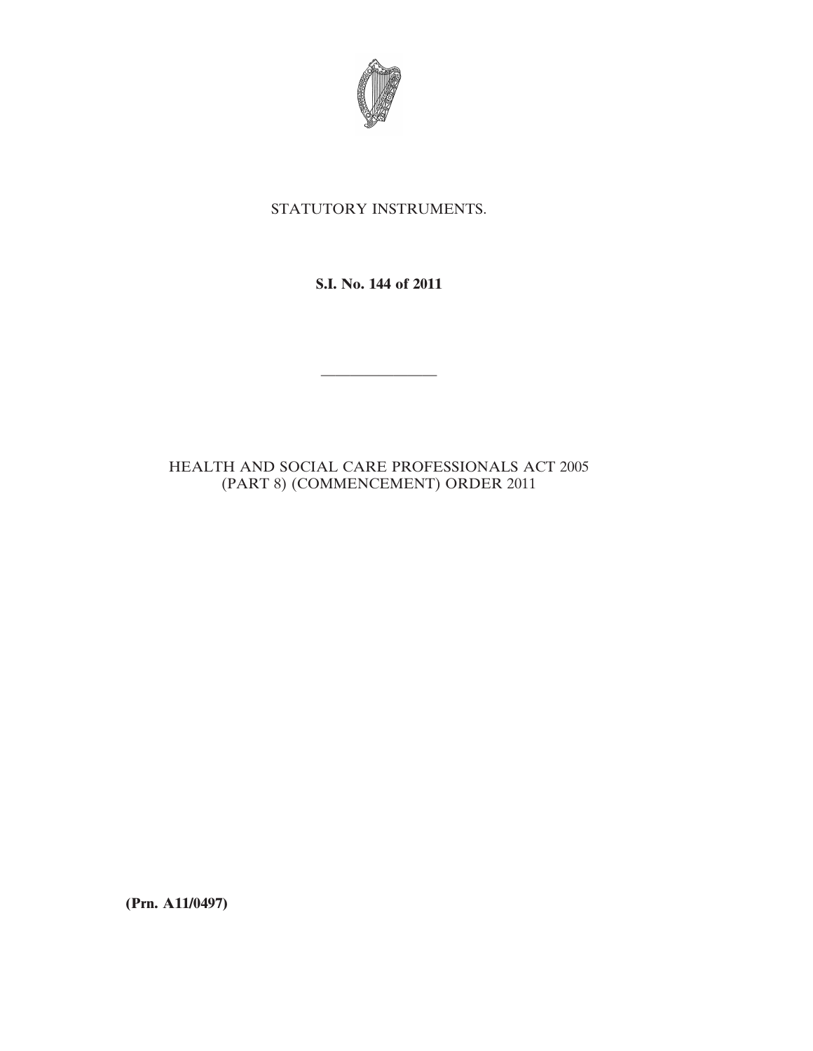STATUTORY INSTRUMENTS.

**S.I. No. 144 of 2011**

---

HEALTH AND SOCIAL CARE PROFESSIONALS ACT 2005 (PART 8) (COMMENCEMENT) ORDER 2011

**(Prn. A11/0497)**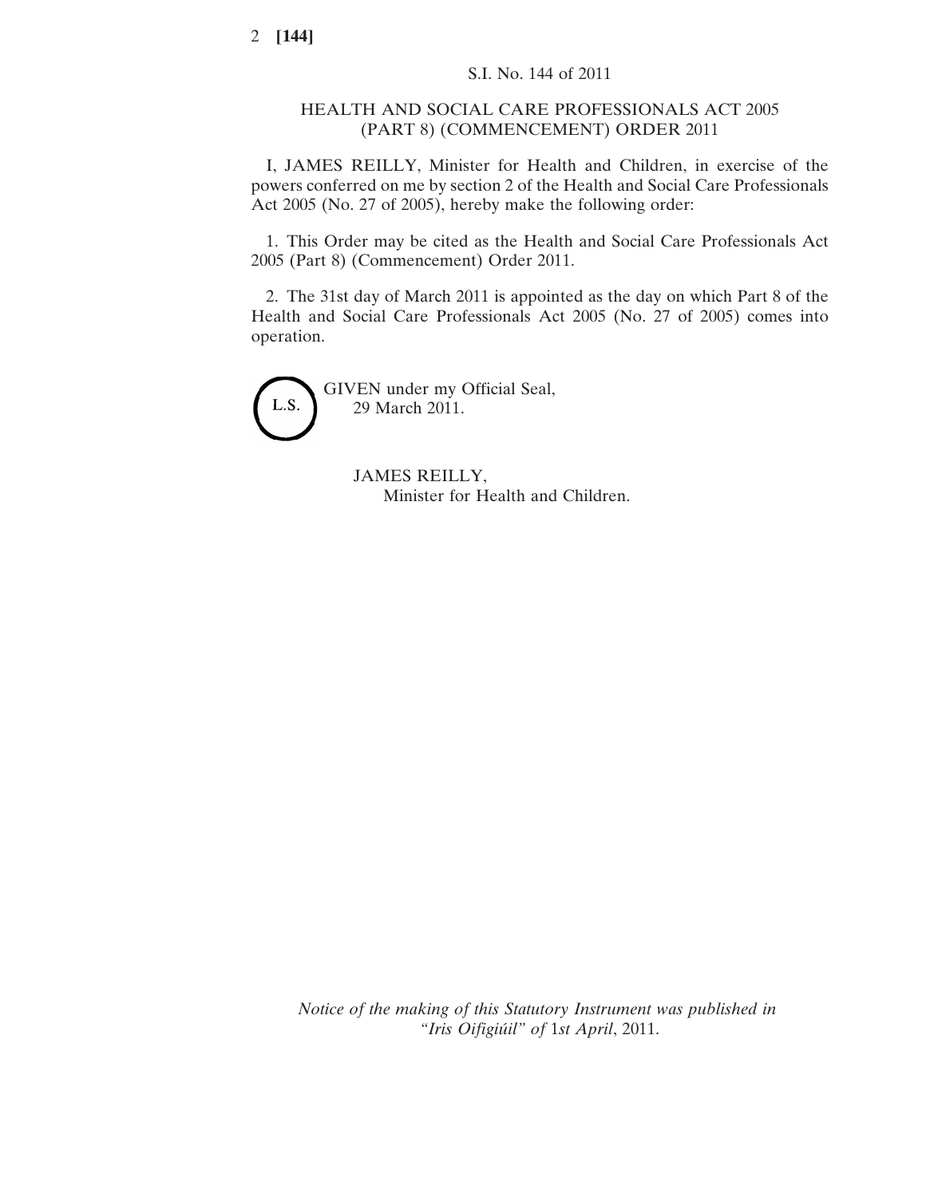S.I. No. 144 of 2011

# HEALTH AND SOCIAL CARE PROFESSIONALS ACT 2005 (PART 8) (COMMENCEMENT) ORDER 2011

I, JAMES REILLY, Minister for Health and Children, in exercise of the powers conferred on me by section 2 of the Health and Social Care Professionals Act 2005 (No. 27 of 2005), hereby make the following order:

1. This Order may be cited as the Health and Social Care Professionals Act 2005 (Part 8) (Commencement) Order 2011.

2. The 31st day of March 2011 is appointed as the day on which Part 8 of the Health and Social Care Professionals Act 2005 (No. 27 of 2005) comes into operation.

L.S.

GIVEN under my Official Seal,
29 March 2011.

JAMES REILLY,
Minister for Health and Children.

*Notice of the making of this Statutory Instrument was published in "Iris Oifigiúil" of* 1*st April*, 2011.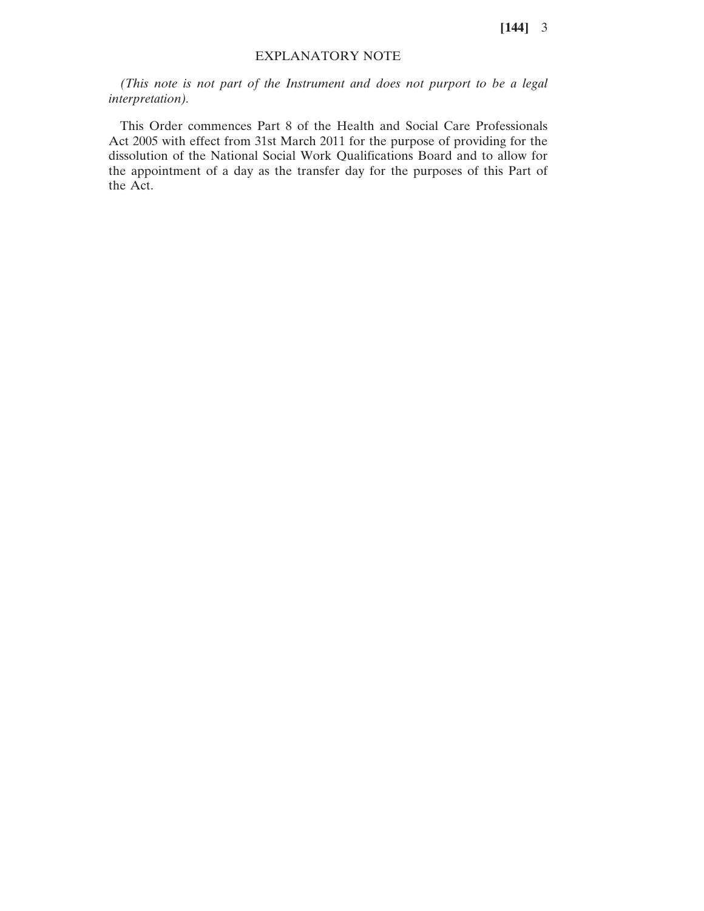## EXPLANATORY NOTE

*(This note is not part of the Instrument and does not purport to be a legal interpretation).*

This Order commences Part 8 of the Health and Social Care Professionals Act 2005 with effect from 31st March 2011 for the purpose of providing for the dissolution of the National Social Work Qualifications Board and to allow for the appointment of a day as the transfer day for the purposes of this Part of the Act.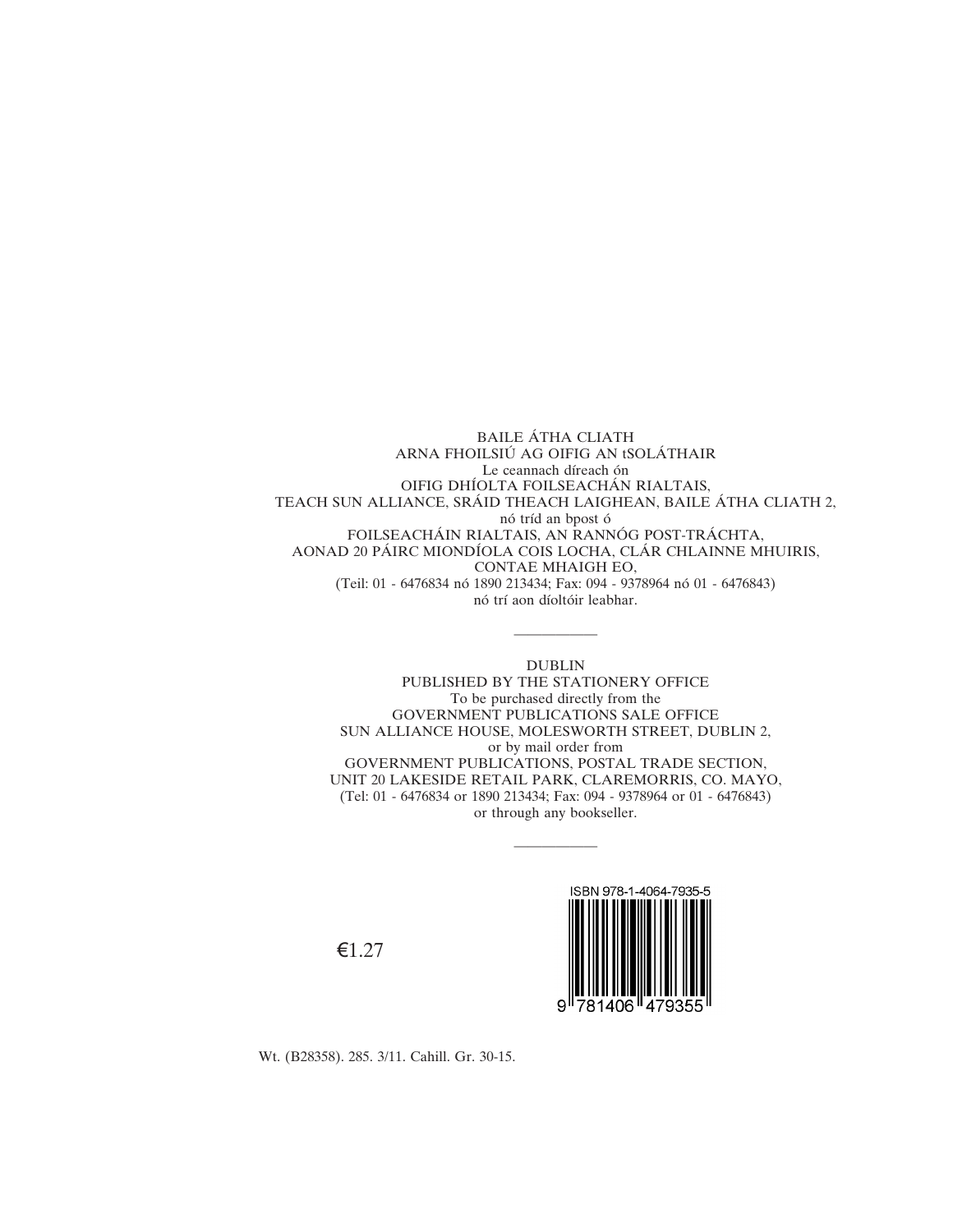BAILE ÁTHA CLIATH
ARNA FHOILSIÚ AG OIFIG AN tSOLÁTHAIR
Le ceannach díreach ón
OIFIG DHÍOLTA FOILSEACHÁN RIALTAIS,
TEACH SUN ALLIANCE, SRÁID THEACH LAIGHEAN, BAILE ÁTHA CLIATH 2,
nó tríd an bpost ó
FOILSEACHÁIN RIALTAIS, AN RANNÓG POST-TRÁCHTA,
AONAD 20 PÁIRC MIONDÍOLA COIS LOCHA, CLÁR CHLAINNE MHUIRIS,
CONTAE MHAIGH EO,
(Teil: 01 - 6476834 nó 1890 213434; Fax: 094 - 9378964 nó 01 - 6476843)
nó trí aon díoltóir leabhar.

---

DUBLIN
PUBLISHED BY THE STATIONERY OFFICE
To be purchased directly from the
GOVERNMENT PUBLICATIONS SALE OFFICE
SUN ALLIANCE HOUSE, MOLESWORTH STREET, DUBLIN 2,
or by mail order from
GOVERNMENT PUBLICATIONS, POSTAL TRADE SECTION,
UNIT 20 LAKESIDE RETAIL PARK, CLAREMORRIS, CO. MAYO,
(Tel: 01 - 6476834 or 1890 213434; Fax: 094 - 9378964 or 01 - 6476843)
or through any bookseller.

---

€1.27

ISBN 978-1-4064-7935-5

9 781406 479355

Wt. (B28358). 285. 3/11. Cahill. Gr. 30-15.